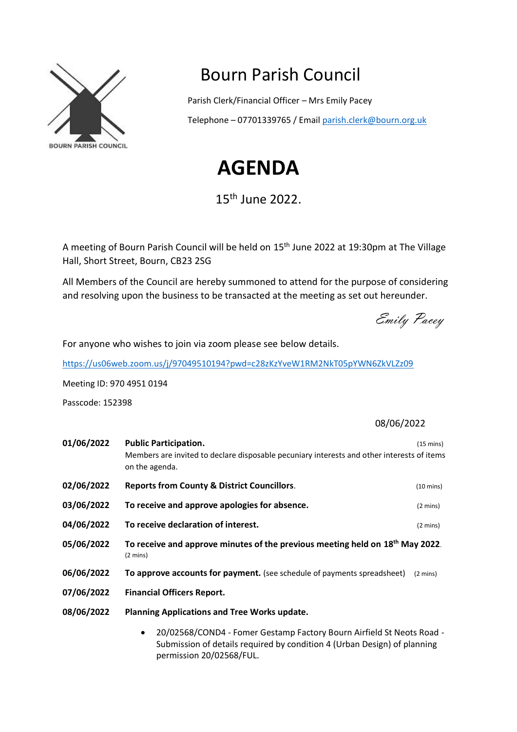BOURN PARISH COUNCIL

# Bourn Parish Council

Parish Clerk/Financial Officer – Mrs Emily Pacey

Telephone – 07701339765 / Email parish.clerk@bourn.org.uk

# AGENDA

15th June 2022.

A meeting of Bourn Parish Council will be held on 15th June 2022 at 19:30pm at The Village Hall, Short Street, Bourn, CB23 2SG

All Members of the Council are hereby summoned to attend for the purpose of considering and resolving upon the business to be transacted at the meeting as set out hereunder.

*Emily Pacey*

For anyone who wishes to join via zoom please see below details.

https://us06web.zoom.us/j/97049510194?pwd=c28zKzYveW1RM2NkT05pYWN6ZkVLZz09

Meeting ID: 970 4951 0194

Passcode: 152398

08/06/2022

**01/06/2022** **Public Participation.** (15 mins)
Members are invited to declare disposable pecuniary interests and other interests of items on the agenda.

**02/06/2022** **Reports from County & District Councillors**. (10 mins)

**03/06/2022** **To receive and approve apologies for absence.** (2 mins)

**04/06/2022** **To receive declaration of interest.** (2 mins)

**05/06/2022** **To receive and approve minutes of the previous meeting held on 18th May 2022**. (2 mins)

**06/06/2022** **To approve accounts for payment.** (see schedule of payments spreadsheet) (2 mins)

**07/06/2022** **Financial Officers Report.**

**08/06/2022** **Planning Applications and Tree Works update.**

- 20/02568/COND4 - Fomer Gestamp Factory Bourn Airfield St Neots Road - Submission of details required by condition 4 (Urban Design) of planning permission 20/02568/FUL.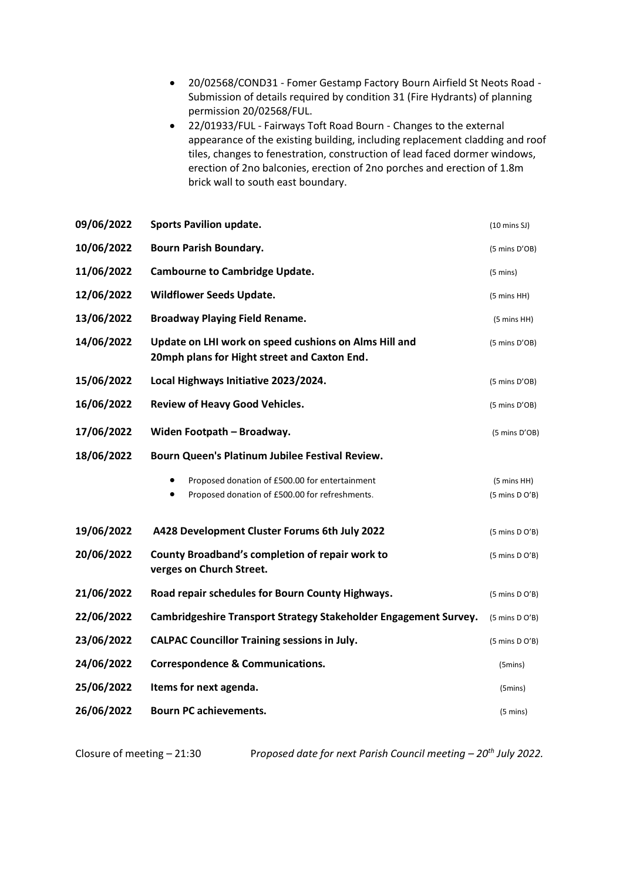- 20/02568/COND31 - Fomer Gestamp Factory Bourn Airfield St Neots Road - Submission of details required by condition 31 (Fire Hydrants) of planning permission 20/02568/FUL.
- 22/01933/FUL - Fairways Toft Road Bourn - Changes to the external appearance of the existing building, including replacement cladding and roof tiles, changes to fenestration, construction of lead faced dormer windows, erection of 2no balconies, erection of 2no porches and erection of 1.8m brick wall to south east boundary.

| | | |
|---|---|---|
| **09/06/2022** | **Sports Pavilion update.** | (10 mins SJ) |
| **10/06/2022** | **Bourn Parish Boundary.** | (5 mins D'OB) |
| **11/06/2022** | **Cambourne to Cambridge Update.** | (5 mins) |
| **12/06/2022** | **Wildflower Seeds Update.** | (5 mins HH) |
| **13/06/2022** | **Broadway Playing Field Rename.** | (5 mins HH) |
| **14/06/2022** | **Update on LHI work on speed cushions on Alms Hill and 20mph plans for Hight street and Caxton End.** | (5 mins D'OB) |
| **15/06/2022** | **Local Highways Initiative 2023/2024.** | (5 mins D'OB) |
| **16/06/2022** | **Review of Heavy Good Vehicles.** | (5 mins D'OB) |
| **17/06/2022** | **Widen Footpath – Broadway.** | (5 mins D'OB) |
| **18/06/2022** | **Bourn Queen's Platinum Jubilee Festival Review.** | |
| | • Proposed donation of £500.00 for entertainment | (5 mins HH) |
| | • Proposed donation of £500.00 for refreshments. | (5 mins D O'B) |
| **19/06/2022** | **A428 Development Cluster Forums 6th July 2022** | (5 mins D O'B) |
| **20/06/2022** | **County Broadband's completion of repair work to verges on Church Street.** | (5 mins D O'B) |
| **21/06/2022** | **Road repair schedules for Bourn County Highways.** | (5 mins D O'B) |
| **22/06/2022** | **Cambridgeshire Transport Strategy Stakeholder Engagement Survey.** | (5 mins D O'B) |
| **23/06/2022** | **CALPAC Councillor Training sessions in July.** | (5 mins D O'B) |
| **24/06/2022** | **Correspondence & Communications.** | (5mins) |
| **25/06/2022** | **Items for next agenda.** | (5mins) |
| **26/06/2022** | **Bourn PC achievements.** | (5 mins) |

Closure of meeting – 21:30 *Proposed date for next Parish Council meeting – 20th July 2022.*